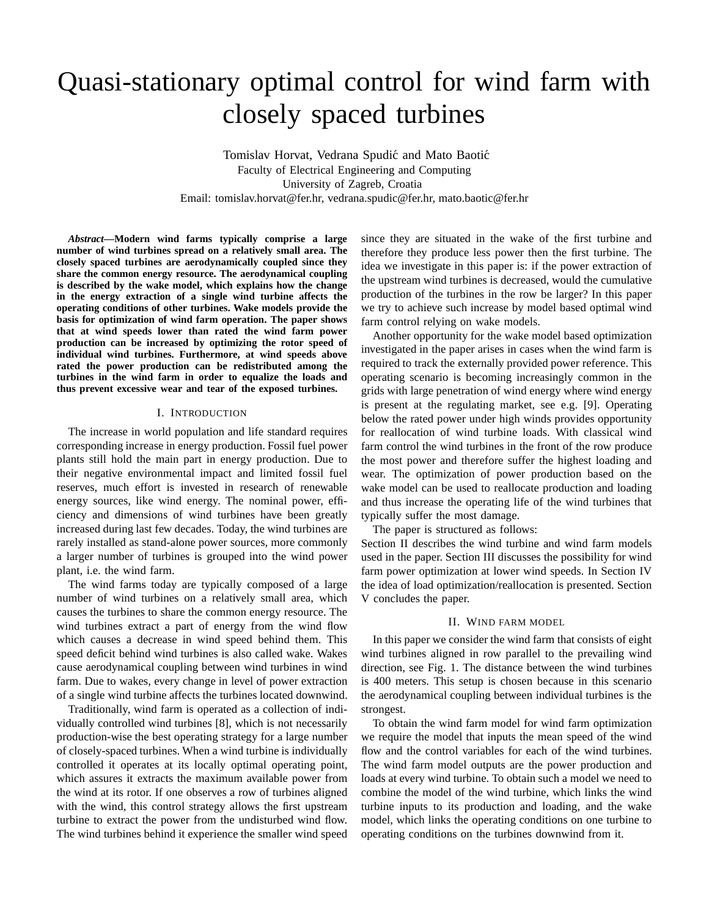# Quasi-stationary optimal control for wind farm with closely spaced turbines

Tomislav Horvat, Vedrana Spudić and Mato Baotić
Faculty of Electrical Engineering and Computing
University of Zagreb, Croatia
Email: tomislav.horvat@fer.hr, vedrana.spudic@fer.hr, mato.baotic@fer.hr

***Abstract*—Modern wind farms typically comprise a large number of wind turbines spread on a relatively small area. The closely spaced turbines are aerodynamically coupled since they share the common energy resource. The aerodynamical coupling is described by the wake model, which explains how the change in the energy extraction of a single wind turbine affects the operating conditions of other turbines. Wake models provide the basis for optimization of wind farm operation. The paper shows that at wind speeds lower than rated the wind farm power production can be increased by optimizing the rotor speed of individual wind turbines. Furthermore, at wind speeds above rated the power production can be redistributed among the turbines in the wind farm in order to equalize the loads and thus prevent excessive wear and tear of the exposed turbines.**

## I. Introduction

The increase in world population and life standard requires corresponding increase in energy production. Fossil fuel power plants still hold the main part in energy production. Due to their negative environmental impact and limited fossil fuel reserves, much effort is invested in research of renewable energy sources, like wind energy. The nominal power, efficiency and dimensions of wind turbines have been greatly increased during last few decades. Today, the wind turbines are rarely installed as stand-alone power sources, more commonly a larger number of turbines is grouped into the wind power plant, i.e. the wind farm.

The wind farms today are typically composed of a large number of wind turbines on a relatively small area, which causes the turbines to share the common energy resource. The wind turbines extract a part of energy from the wind flow which causes a decrease in wind speed behind them. This speed deficit behind wind turbines is also called wake. Wakes cause aerodynamical coupling between wind turbines in wind farm. Due to wakes, every change in level of power extraction of a single wind turbine affects the turbines located downwind.

Traditionally, wind farm is operated as a collection of individually controlled wind turbines [8], which is not necessarily production-wise the best operating strategy for a large number of closely-spaced turbines. When a wind turbine is individually controlled it operates at its locally optimal operating point, which assures it extracts the maximum available power from the wind at its rotor. If one observes a row of turbines aligned with the wind, this control strategy allows the first upstream turbine to extract the power from the undisturbed wind flow. The wind turbines behind it experience the smaller wind speed since they are situated in the wake of the first turbine and therefore they produce less power then the first turbine. The idea we investigate in this paper is: if the power extraction of the upstream wind turbines is decreased, would the cumulative production of the turbines in the row be larger? In this paper we try to achieve such increase by model based optimal wind farm control relying on wake models.

Another opportunity for the wake model based optimization investigated in the paper arises in cases when the wind farm is required to track the externally provided power reference. This operating scenario is becoming increasingly common in the grids with large penetration of wind energy where wind energy is present at the regulating market, see e.g. [9]. Operating below the rated power under high winds provides opportunity for reallocation of wind turbine loads. With classical wind farm control the wind turbines in the front of the row produce the most power and therefore suffer the highest loading and wear. The optimization of power production based on the wake model can be used to reallocate production and loading and thus increase the operating life of the wind turbines that typically suffer the most damage.

The paper is structured as follows:
Section II describes the wind turbine and wind farm models used in the paper. Section III discusses the possibility for wind farm power optimization at lower wind speeds. In Section IV the idea of load optimization/reallocation is presented. Section V concludes the paper.

## II. Wind farm model

In this paper we consider the wind farm that consists of eight wind turbines aligned in row parallel to the prevailing wind direction, see Fig. 1. The distance between the wind turbines is 400 meters. This setup is chosen because in this scenario the aerodynamical coupling between individual turbines is the strongest.

To obtain the wind farm model for wind farm optimization we require the model that inputs the mean speed of the wind flow and the control variables for each of the wind turbines. The wind farm model outputs are the power production and loads at every wind turbine. To obtain such a model we need to combine the model of the wind turbine, which links the wind turbine inputs to its production and loading, and the wake model, which links the operating conditions on one turbine to operating conditions on the turbines downwind from it.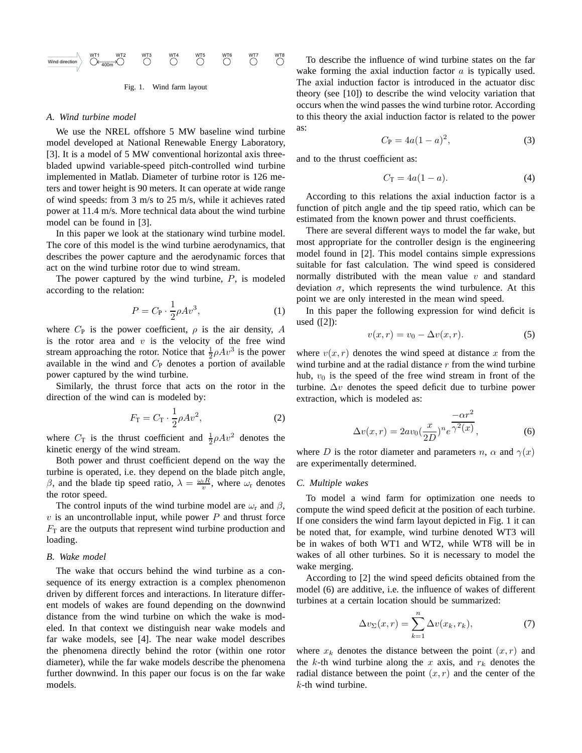Wind direction WT1 WT2 WT3 WT4 WT5 WT6 WT7 WT8 400m

Fig. 1. Wind farm layout

### A. Wind turbine model

We use the NREL offshore 5 MW baseline wind turbine model developed at National Renewable Energy Laboratory, [3]. It is a model of 5 MW conventional horizontal axis three-bladed upwind variable-speed pitch-controlled wind turbine implemented in Matlab. Diameter of turbine rotor is 126 meters and tower height is 90 meters. It can operate at wide range of wind speeds: from 3 m/s to 25 m/s, while it achieves rated power at 11.4 m/s. More technical data about the wind turbine model can be found in [3].

In this paper we look at the stationary wind turbine model. The core of this model is the wind turbine aerodynamics, that describes the power capture and the aerodynamic forces that act on the wind turbine rotor due to wind stream.

The power captured by the wind turbine, $P$, is modeled according to the relation:

$$P = C_\mathrm{P} \cdot \frac{1}{2}\rho A v^3, \tag{1}$$

where $C_\mathrm{P}$ is the power coefficient, $\rho$ is the air density, $A$ is the rotor area and $v$ is the velocity of the free wind stream approaching the rotor. Notice that $\frac{1}{2}\rho A v^3$ is the power available in the wind and $C_\mathrm{P}$ denotes a portion of available power captured by the wind turbine.

Similarly, the thrust force that acts on the rotor in the direction of the wind can is modeled by:

$$F_\mathrm{T} = C_\mathrm{T} \cdot \frac{1}{2}\rho A v^2, \tag{2}$$

where $C_\mathrm{T}$ is the thrust coefficient and $\frac{1}{2}\rho A v^2$ denotes the kinetic energy of the wind stream.

Both power and thrust coefficient depend on the way the turbine is operated, i.e. they depend on the blade pitch angle, $\beta$, and the blade tip speed ratio, $\lambda = \frac{\omega_\mathrm{r} R}{v}$, where $\omega_\mathrm{r}$ denotes the rotor speed.

The control inputs of the wind turbine model are $\omega_\mathrm{r}$ and $\beta$, $v$ is an uncontrollable input, while power $P$ and thrust force $F_\mathrm{T}$ are the outputs that represent wind turbine production and loading.

### B. Wake model

The wake that occurs behind the wind turbine as a consequence of its energy extraction is a complex phenomenon driven by different forces and interactions. In literature different models of wakes are found depending on the downwind distance from the wind turbine on which the wake is modeled. In that context we distinguish near wake models and far wake models, see [4]. The near wake model describes the phenomena directly behind the rotor (within one rotor diameter), while the far wake models describe the phenomena further downwind. In this paper our focus is on the far wake models.

To describe the influence of wind turbine states on the far wake forming the axial induction factor $a$ is typically used. The axial induction factor is introduced in the actuator disc theory (see [10]) to describe the wind velocity variation that occurs when the wind passes the wind turbine rotor. According to this theory the axial induction factor is related to the power as:

$$C_\mathrm{P} = 4a(1-a)^2, \tag{3}$$

and to the thrust coefficient as:

$$C_\mathrm{T} = 4a(1-a). \tag{4}$$

According to this relations the axial induction factor is a function of pitch angle and the tip speed ratio, which can be estimated from the known power and thrust coefficients.

There are several different ways to model the far wake, but most appropriate for the controller design is the engineering model found in [2]. This model contains simple expressions suitable for fast calculation. The wind speed is considered normally distributed with the mean value $v$ and standard deviation $\sigma$, which represents the wind turbulence. At this point we are only interested in the mean wind speed.

In this paper the following expression for wind deficit is used ([2]):

$$v(x,r) = v_0 - \Delta v(x,r). \tag{5}$$

where $v(x,r)$ denotes the wind speed at distance $x$ from the wind turbine and at the radial distance $r$ from the wind turbine hub, $v_0$ is the speed of the free wind stream in front of the turbine. $\Delta v$ denotes the speed deficit due to turbine power extraction, which is modeled as:

$$\Delta v(x,r) = 2av_0\left(\frac{x}{2D}\right)^n e^{\frac{-\alpha r^2}{\gamma^2(x)}}, \tag{6}$$

where $D$ is the rotor diameter and parameters $n$, $\alpha$ and $\gamma(x)$ are experimentally determined.

### C. Multiple wakes

To model a wind farm for optimization one needs to compute the wind speed deficit at the position of each turbine. If one considers the wind farm layout depicted in Fig. 1 it can be noted that, for example, wind turbine denoted WT3 will be in wakes of both WT1 and WT2, while WT8 will be in wakes of all other turbines. So it is necessary to model the wake merging.

According to [2] the wind speed deficits obtained from the model (6) are additive, i.e. the influence of wakes of different turbines at a certain location should be summarized:

$$\Delta v_\Sigma(x,r) = \sum_{k=1}^{n} \Delta v(x_k, r_k), \tag{7}$$

where $x_k$ denotes the distance between the point $(x,r)$ and the $k$-th wind turbine along the $x$ axis, and $r_k$ denotes the radial distance between the point $(x,r)$ and the center of the $k$-th wind turbine.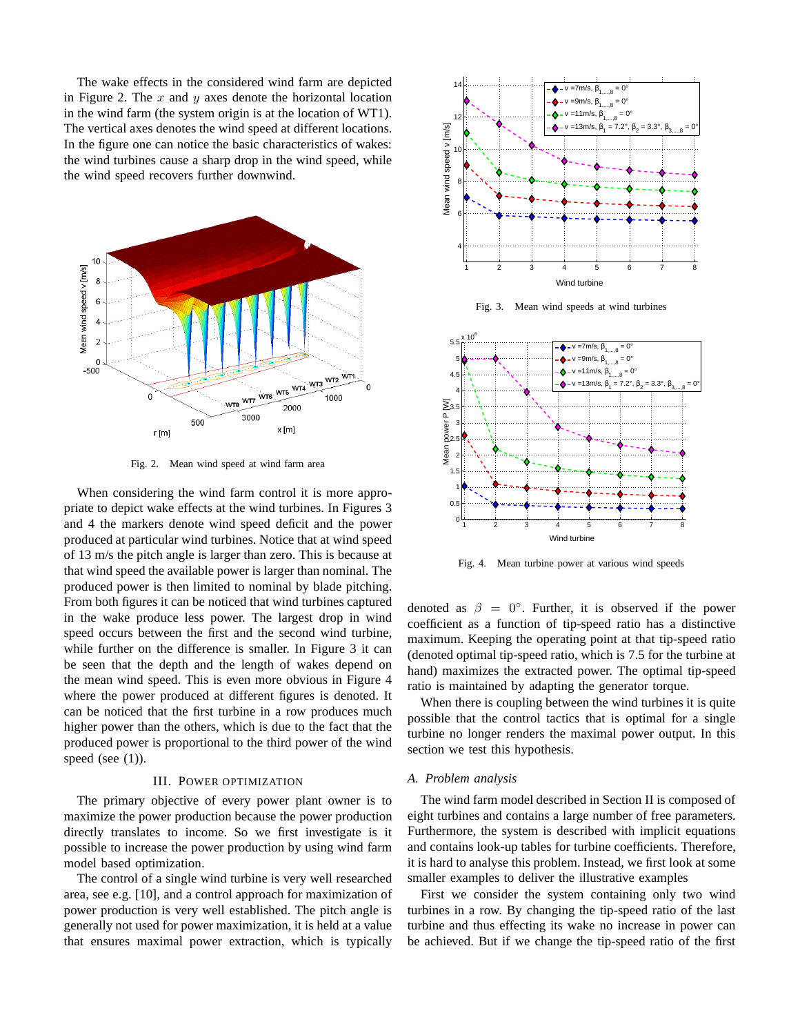The wake effects in the considered wind farm are depicted in Figure 2. The $x$ and $y$ axes denote the horizontal location in the wind farm (the system origin is at the location of WT1). The vertical axes denotes the wind speed at different locations. In the figure one can notice the basic characteristics of wakes: the wind turbines cause a sharp drop in the wind speed, while the wind speed recovers further downwind.

Fig. 2. Mean wind speed at wind farm area

When considering the wind farm control it is more appropriate to depict wake effects at the wind turbines. In Figures 3 and 4 the markers denote wind speed deficit and the power produced at particular wind turbines. Notice that at wind speed of 13 m/s the pitch angle is larger than zero. This is because at that wind speed the available power is larger than nominal. The produced power is then limited to nominal by blade pitching. From both figures it can be noticed that wind turbines caught in the wake produce less power. The largest drop in wind speed occurs between the first and the second wind turbine, while further on the difference is smaller. In Figure 3 it can be seen that the depth and the length of wakes depend on the mean wind speed. This is even more obvious in Figure 4 where the power produced at different figures is denoted. It can be noticed that the first turbine in a row produces much higher power than the others, which is due to the fact that the produced power is proportional to the third power of the wind speed (see (1)).

## III. Power Optimization

The primary objective of every power plant owner is to maximize the power production because the power production directly translates to income. So we first investigate is it possible to increase the power production by using wind farm model based optimization.

The control of a single wind turbine is very well researched area, see e.g. [10], and a control approach for maximization of power production is very well established. The pitch angle is generally not used for power maximization, it is held at a value that ensures maximal power extraction, which is typically denoted as $\beta = 0°$. Further, it is observed if the power coefficient as a function of tip-speed ratio has a distinctive maximum. Keeping the operating point at that tip-speed ratio (denoted optimal tip-speed ratio, which is 7.5 for the turbine at hand) maximizes the extracted power. The optimal tip-speed ratio is maintained by adapting the generator torque.

Fig. 3. Mean wind speeds at wind turbines

Fig. 4. Mean turbine power at various wind speeds

When there is coupling between the wind turbines it is quite possible that the control tactics that is optimal for a single turbine no longer renders the maximal power output. In this section we test this hypothesis.

### A. Problem analysis

The wind farm model described in Section II is composed of eight turbines and contains a large number of free parameters. Furthermore, the system is described with implicit equations and contains look-up tables for turbine coefficients. Therefore, it is hard to analyse this problem. Instead, we first look at some smaller examples to deliver the illustrative examples

First we consider the system containing only two wind turbines in a row. By changing the tip-speed ratio of the last turbine and thus effecting its wake no increase in power can be achieved. But if we change the tip-speed ratio of the first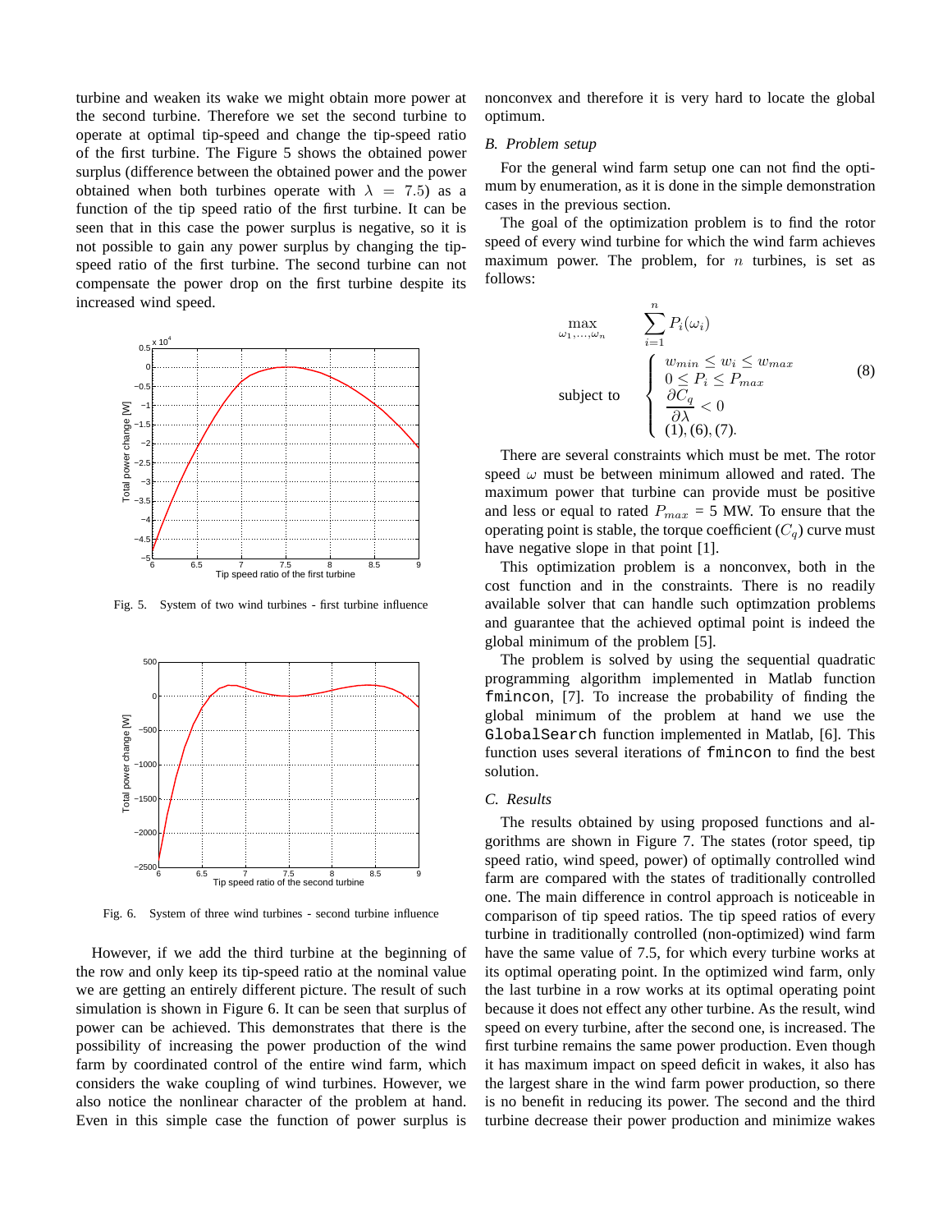turbine and weaken its wake we might obtain more power at the second turbine. Therefore we set the second turbine to operate at optimal tip-speed and change the tip-speed ratio of the first turbine. The Figure 5 shows the obtained power surplus (difference between the obtained power and the power obtained when both turbines operate with $\lambda = 7.5$) as a function of the tip speed ratio of the first turbine. It can be seen that in this case the power surplus is negative, so it is not possible to gain any power surplus by changing the tip-speed ratio of the first turbine. The second turbine can not compensate the power drop on the first turbine despite its increased wind speed.

Fig. 5. System of two wind turbines - first turbine influence

Fig. 6. System of three wind turbines - second turbine influence

However, if we add the third turbine at the beginning of the row and only keep its tip-speed ratio at the nominal value we are getting an entirely different picture. The result of such simulation is shown in Figure 6. It can be seen that surplus of power can be achieved. This demonstrates that there is the possibility of increasing the power production of the wind farm by coordinated control of the entire wind farm, which considers the wake coupling of wind turbines. However, we also notice the nonlinear character of the problem at hand. Even in this simple case the function of power surplus is nonconvex and therefore it is very hard to locate the global optimum.

### B. Problem setup

For the general wind farm setup one can not find the optimum by enumeration, as it is done in the simple demonstration cases in the previous section.

The goal of the optimization problem is to find the rotor speed of every wind turbine for which the wind farm achieves maximum power. The problem, for $n$ turbines, is set as follows:

$$
\begin{aligned}
&\max_{\omega_1,\ldots,\omega_n} && \sum_{i=1}^{n} P_i(\omega_i) \\
&\text{subject to} && \begin{cases} w_{min} \leq w_i \leq w_{max} \\ 0 \leq P_i \leq P_{max} \\ \dfrac{\partial C_q}{\partial \lambda} < 0 \\ (1), (6), (7). \end{cases}
\end{aligned}
\tag{8}
$$

There are several constraints which must be met. The rotor speed $\omega$ must be between minimum allowed and rated. The maximum power that turbine can provide must be positive and less or equal to rated $P_{max} = 5$ MW. To ensure that the operating point is stable, the torque coefficient ($C_q$) curve must have negative slope in that point [1].

This optimization problem is a nonconvex, both in the cost function and in the constraints. There is no readily available solver that can handle such optimzation problems and guarantee that the achieved optimal point is indeed the global minimum of the problem [5].

The problem is solved by using the sequential quadratic programming algorithm implemented in Matlab function `fmincon`, [7]. To increase the probability of finding the global minimum of the problem at hand we use the `GlobalSearch` function implemented in Matlab, [6]. This function uses several iterations of `fmincon` to find the best solution.

### C. Results

The results obtained by using proposed functions and algorithms are shown in Figure 7. The states (rotor speed, tip speed ratio, wind speed, power) of optimally controlled wind farm are compared with the states of traditionally controlled one. The main difference in control approach is noticeable in comparison of tip speed ratios. The tip speed ratios of every turbine in traditionally controlled (non-optimized) wind farm have the same value of 7.5, for which every turbine works at its optimal operating point. In the optimized wind farm, only the last turbine in a row works at its optimal operating point because it does not effect any other turbine. As the result, wind speed on every turbine, after the second one, is increased. The first turbine remains the same power production. Even though it has maximum impact on speed deficit in wakes, it also has the largest share in the wind farm power production, so there is no benefit in reducing its power. The second and the third turbine decrease their power production and minimize wakes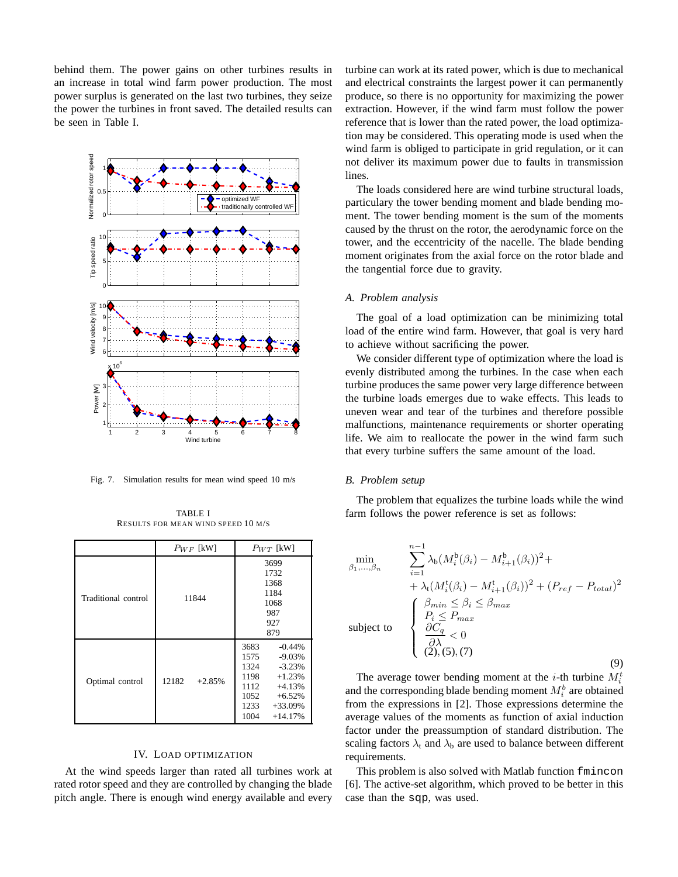behind them. The power gains on other turbines results in an increase in total wind farm power production. The most power surplus is generated on the last two turbines, they seize the power the turbines in front saved. The detailed results can be seen in Table I.

Fig. 7. Simulation results for mean wind speed 10 m/s

TABLE I
RESULTS FOR MEAN WIND SPEED 10 M/S

| | $P_{WF}$ [kW] | | $P_{WT}$ [kW] | |
|---|---|---|---|---|
| Traditional control | 11844 | | 3699<br>1732<br>1368<br>1184<br>1068<br>987<br>927<br>879 | |
| Optimal control | 12182 | +2.85% | 3683<br>1575<br>1324<br>1198<br>1112<br>1052<br>1233<br>1004 | -0.44%<br>-9.03%<br>-3.23%<br>+1.23%<br>+4.13%<br>+6.52%<br>+33.09%<br>+14.17% |

## IV. LOAD OPTIMIZATION

At the wind speeds larger than rated all turbines work at rated rotor speed and they are controlled by changing the blade pitch angle. There is enough wind energy available and every turbine can work at its rated power, which is due to mechanical and electrical constraints the largest power it can permanently produce, so there is no opportunity for maximizing the power extraction. However, if the wind farm must follow the power reference that is lower than the rated power, the load optimization may be considered. This operating mode is used when the wind farm is obliged to participate in grid regulation, or it can not deliver its maximum power due to faults in transmission lines.

The loads considered here are wind turbine structural loads, particulary the tower bending moment and blade bending moment. The tower bending moment is the sum of the moments caused by the thrust on the rotor, the aerodynamic force on the tower, and the eccentricity of the nacelle. The blade bending moment originates from the axial force on the rotor blade and the tangential force due to gravity.

### A. Problem analysis

The goal of a load optimization can be minimizing total load of the entire wind farm. However, that goal is very hard to achieve without sacrificing the power.

We consider different type of optimization where the load is evenly distributed among the turbines. In the case when each turbine produces the same power very large difference between the turbine loads emerges due to wake effects. This leads to uneven wear and tear of the turbines and therefore possible malfunctions, maintenance requirements or shorter operating life. We aim to reallocate the power in the wind farm such that every turbine suffers the same amount of the load.

### B. Problem setup

The problem that equalizes the turbine loads while the wind farm follows the power reference is set as follows:

$$
\begin{aligned}
\min_{\beta_1,\dots,\beta_n} \quad & \sum_{i=1}^{n-1} \lambda_{\mathrm{b}}(M_i^{\mathrm{b}}(\beta_i) - M_{i+1}^{\mathrm{b}}(\beta_i))^2 + \\
& + \lambda_{\mathrm{t}}(M_i^{\mathrm{t}}(\beta_i) - M_{i+1}^{\mathrm{t}}(\beta_i))^2 + (P_{ref} - P_{total})^2 \\
\text{subject to} \quad & \begin{cases} \beta_{min} \leq \beta_i \leq \beta_{max} \\ P_i \leq P_{max} \\ \dfrac{\partial C_q}{\partial \lambda} < 0 \\ (2), (5), (7) \end{cases}
\end{aligned} \tag{9}
$$

The average tower bending moment at the $i$-th turbine $M_i^t$ and the corresponding blade bending moment $M_i^b$ are obtained from the expressions in [2]. Those expressions determine the average values of the moments as function of axial induction factor under the preassumption of standard distribution. The scaling factors $\lambda_{\mathrm{t}}$ and $\lambda_{\mathrm{b}}$ are used to balance between different requirements.

This problem is also solved with Matlab function `fmincon` [6]. The active-set algorithm, which proved to be better in this case than the `sqp`, was used.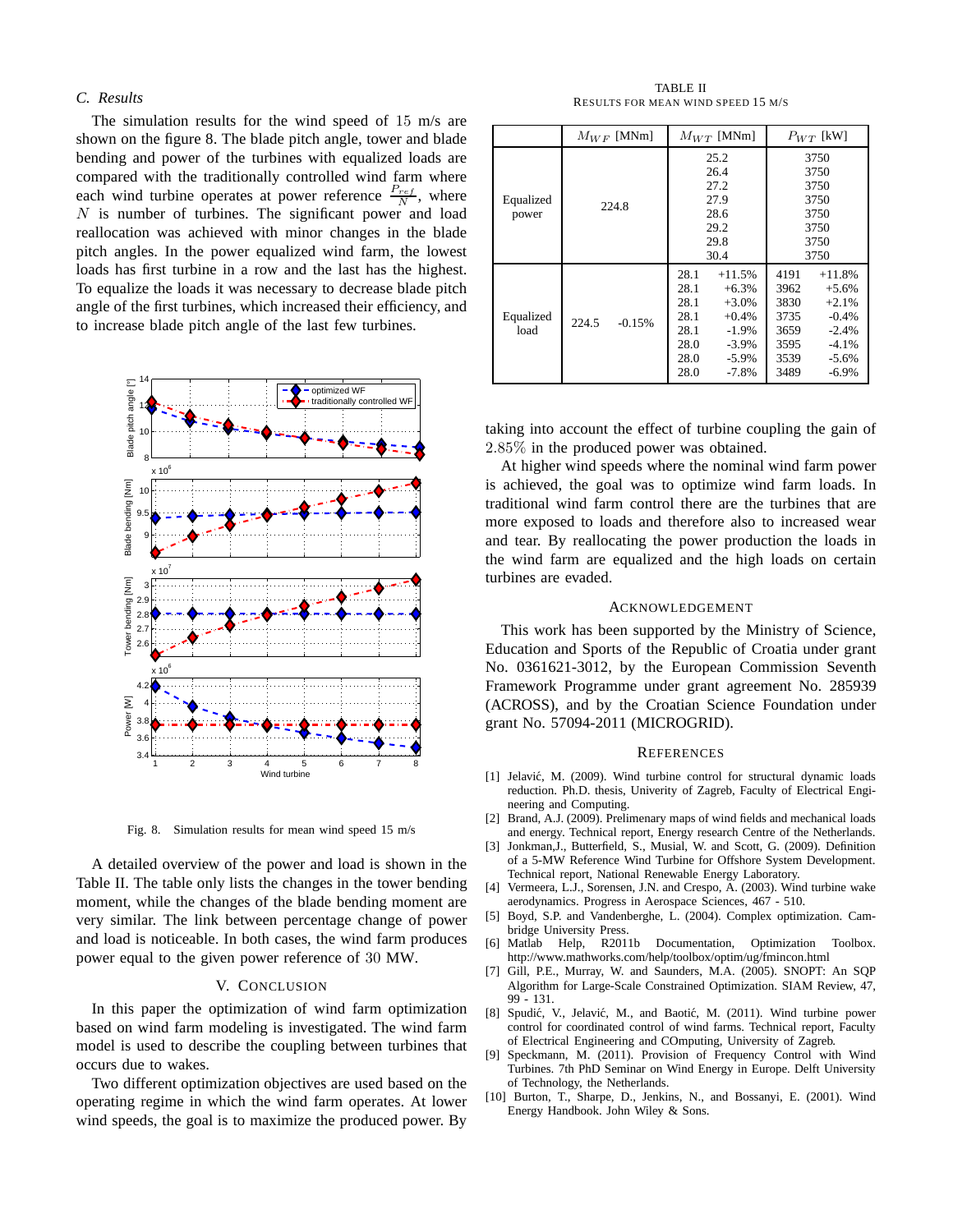### C. Results

The simulation results for the wind speed of 15 m/s are shown on the figure 8. The blade pitch angle, tower and blade bending and power of the turbines with equalized loads are compared with the traditionally controlled wind farm where each wind turbine operates at power reference $\frac{P_{ref}}{N}$, where $N$ is number of turbines. The significant power and load reallocation was achieved with minor changes in the blade pitch angles. In the power equalized wind farm, the lowest loads has first turbine in a row and the last has the highest. To equalize the loads it was necessary to decrease blade pitch angle of the first turbines, which increased their efficiency, and to increase blade pitch angle of the last few turbines.

Blade pitch angle [°]
14
12
10
8
optimized WF
traditionally controlled WF
x 10^6
Blade bending [Nm]
10
9.5
9
x 10^7
Tower bending [Nm]
3
2.9
2.8
2.7
2.6
x 10^6
Power [W]
4.2
4
3.8
3.6
3.4
1 2 3 4 5 6 7 8
Wind turbine

Fig. 8. Simulation results for mean wind speed 15 m/s

A detailed overview of the power and load is shown in the Table II. The table only lists the changes in the tower bending moment, while the changes of the blade bending moment are very similar. The link between percentage change of power and load is noticeable. In both cases, the wind farm produces power equal to the given power reference of 30 MW.

TABLE II
RESULTS FOR MEAN WIND SPEED 15 M/S

| | $M_{WF}$ [MNm] | | $M_{WT}$ [MNm] | | $P_{WT}$ [kW] | |
|---|---|---|---|---|---|---|
| Equalized power | 224.8 | | 25.2 | | 3750 | |
| | | | 26.4 | | 3750 | |
| | | | 27.2 | | 3750 | |
| | | | 27.9 | | 3750 | |
| | | | 28.6 | | 3750 | |
| | | | 29.2 | | 3750 | |
| | | | 29.8 | | 3750 | |
| | | | 30.4 | | 3750 | |
| Equalized load | 224.5 | -0.15% | 28.1 | +11.5% | 4191 | +11.8% |
| | | | 28.1 | +6.3% | 3962 | +5.6% |
| | | | 28.1 | +3.0% | 3830 | +2.1% |
| | | | 28.1 | +0.4% | 3735 | -0.4% |
| | | | 28.1 | -1.9% | 3659 | -2.4% |
| | | | 28.0 | -3.9% | 3595 | -4.1% |
| | | | 28.0 | -5.9% | 3539 | -5.6% |
| | | | 28.0 | -7.8% | 3489 | -6.9% |

## V. CONCLUSION

In this paper the optimization of wind farm optimization based on wind farm modeling is investigated. The wind farm model is used to describe the coupling between turbines that occurs due to wakes.

Two different optimization objectives are used based on the operating regime in which the wind farm operates. At lower wind speeds, the goal is to maximize the produced power. By taking into account the effect of turbine coupling the gain of 2.85% in the produced power was obtained.

At higher wind speeds where the nominal wind farm power is achieved, the goal was to optimize wind farm loads. In traditional wind farm control there are the turbines that are more exposed to loads and therefore also to increased wear and tear. By reallocating the power production the loads in the wind farm are equalized and the high loads on certain turbines are evaded.

## ACKNOWLEDGEMENT

This work has been supported by the Ministry of Science, Education and Sports of the Republic of Croatia under grant No. 0361621-3012, by the European Commission Seventh Framework Programme under grant agreement No. 285939 (ACROSS), and by the Croatian Science Foundation under grant No. 57094-2011 (MICROGRID).

## REFERENCES

[1] Jelavić, M. (2009). Wind turbine control for structural dynamic loads reduction. Ph.D. thesis, Univerity of Zagreb, Faculty of Electrical Engineering and Computing.

[2] Brand, A.J. (2009). Prelimenary maps of wind fields and mechanical loads and energy. Technical report, Energy research Centre of the Netherlands.

[3] Jonkman,J., Butterfield, S., Musial, W. and Scott, G. (2009). Definition of a 5-MW Reference Wind Turbine for Offshore System Development. Technical report, National Renewable Energy Laboratory.

[4] Vermeera, L.J., Sorensen, J.N. and Crespo, A. (2003). Wind turbine wake aerodynamics. Progress in Aerospace Sciences, 467 - 510.

[5] Boyd, S.P. and Vandenberghe, L. (2004). Complex optimization. Cambridge University Press.

[6] Matlab Help, R2011b Documentation, Optimization Toolbox. http://www.mathworks.com/help/toolbox/optim/ug/fmincon.html

[7] Gill, P.E., Murray, W. and Saunders, M.A. (2005). SNOPT: An SQP Algorithm for Large-Scale Constrained Optimization. SIAM Review, 47, 99 - 131.

[8] Spudić, V., Jelavić, M., and Baotić, M. (2011). Wind turbine power control for coordinated control of wind farms. Technical report, Faculty of Electrical Engineering and COmputing, University of Zagreb.

[9] Speckmann, M. (2011). Provision of Frequency Control with Wind Turbines. 7th PhD Seminar on Wind Energy in Europe. Delft University of Technology, the Netherlands.

[10] Burton, T., Sharpe, D., Jenkins, N., and Bossanyi, E. (2001). Wind Energy Handbook. John Wiley & Sons.